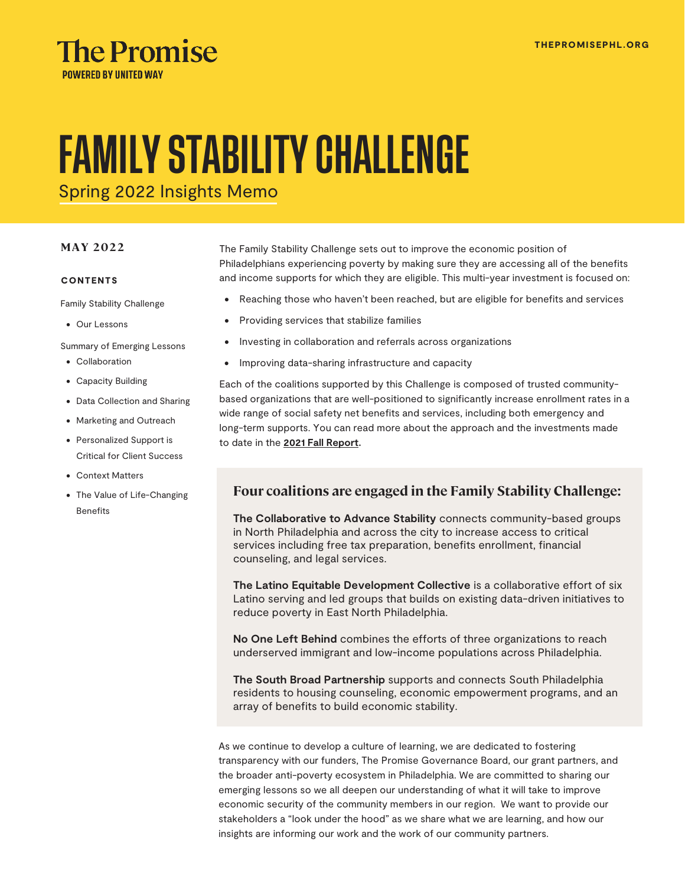The Promise
POWERED BY UNITED WAY

THEPROMISEPHL.ORG

# FAMILY STABILITY CHALLENGE

## Spring 2022 Insights Memo

**MAY 2022**

**CONTENTS**

Family Stability Challenge

- Our Lessons

Summary of Emerging Lessons

- Collaboration
- Capacity Building
- Data Collection and Sharing
- Marketing and Outreach
- Personalized Support is Critical for Client Success
- Context Matters
- The Value of Life-Changing Benefits

The Family Stability Challenge sets out to improve the economic position of Philadelphians experiencing poverty by making sure they are accessing all of the benefits and income supports for which they are eligible. This multi-year investment is focused on:

- Reaching those who haven't been reached, but are eligible for benefits and services
- Providing services that stabilize families
- Investing in collaboration and referrals across organizations
- Improving data-sharing infrastructure and capacity

Each of the coalitions supported by this Challenge is composed of trusted community-based organizations that are well-positioned to significantly increase enrollment rates in a wide range of social safety net benefits and services, including both emergency and long-term supports. You can read more about the approach and the investments made to date in the **2021 Fall Report.**

### Four coalitions are engaged in the Family Stability Challenge:

**The Collaborative to Advance Stability** connects community-based groups in North Philadelphia and across the city to increase access to critical services including free tax preparation, benefits enrollment, financial counseling, and legal services.

**The Latino Equitable Development Collective** is a collaborative effort of six Latino serving and led groups that builds on existing data-driven initiatives to reduce poverty in East North Philadelphia.

**No One Left Behind** combines the efforts of three organizations to reach underserved immigrant and low-income populations across Philadelphia.

**The South Broad Partnership** supports and connects South Philadelphia residents to housing counseling, economic empowerment programs, and an array of benefits to build economic stability.

As we continue to develop a culture of learning, we are dedicated to fostering transparency with our funders, The Promise Governance Board, our grant partners, and the broader anti-poverty ecosystem in Philadelphia. We are committed to sharing our emerging lessons so we all deepen our understanding of what it will take to improve economic security of the community members in our region. We want to provide our stakeholders a "look under the hood" as we share what we are learning, and how our insights are informing our work and the work of our community partners.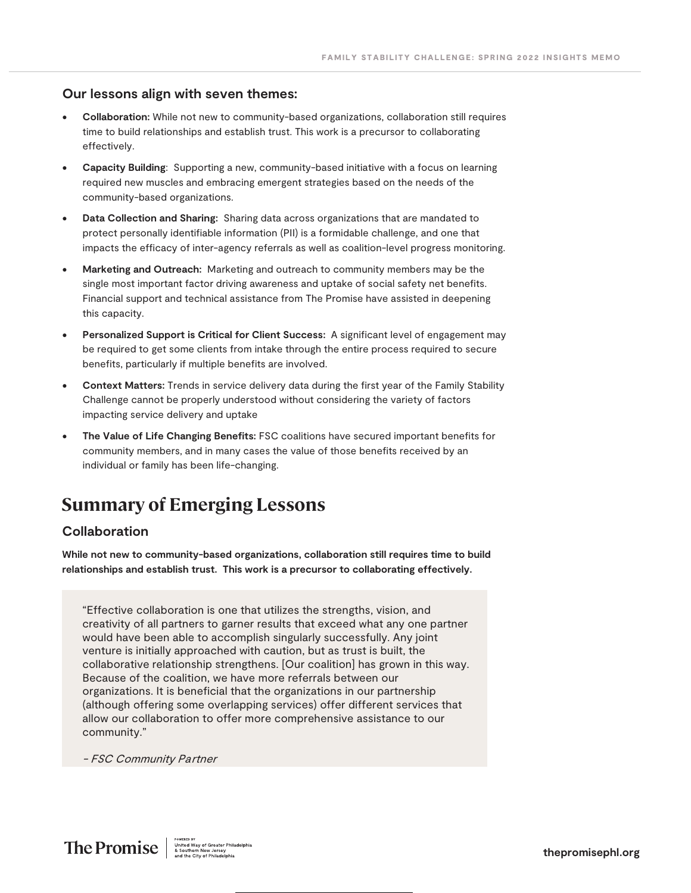### Our lessons align with seven themes:

- **Collaboration:** While not new to community-based organizations, collaboration still requires time to build relationships and establish trust. This work is a precursor to collaborating effectively.
- **Capacity Building**: Supporting a new, community-based initiative with a focus on learning required new muscles and embracing emergent strategies based on the needs of the community-based organizations.
- **Data Collection and Sharing:** Sharing data across organizations that are mandated to protect personally identifiable information (PII) is a formidable challenge, and one that impacts the efficacy of inter-agency referrals as well as coalition-level progress monitoring.
- **Marketing and Outreach:** Marketing and outreach to community members may be the single most important factor driving awareness and uptake of social safety net benefits. Financial support and technical assistance from The Promise have assisted in deepening this capacity.
- **Personalized Support is Critical for Client Success:** A significant level of engagement may be required to get some clients from intake through the entire process required to secure benefits, particularly if multiple benefits are involved.
- **Context Matters:** Trends in service delivery data during the first year of the Family Stability Challenge cannot be properly understood without considering the variety of factors impacting service delivery and uptake
- **The Value of Life Changing Benefits:** FSC coalitions have secured important benefits for community members, and in many cases the value of those benefits received by an individual or family has been life-changing.

# Summary of Emerging Lessons

## Collaboration

**While not new to community-based organizations, collaboration still requires time to build relationships and establish trust. This work is a precursor to collaborating effectively.**

> "Effective collaboration is one that utilizes the strengths, vision, and creativity of all partners to garner results that exceed what any one partner would have been able to accomplish singularly successfully. Any joint venture is initially approached with caution, but as trust is built, the collaborative relationship strengthens. [Our coalition] has grown in this way. Because of the coalition, we have more referrals between our organizations. It is beneficial that the organizations in our partnership (although offering some overlapping services) offer different services that allow our collaboration to offer more comprehensive assistance to our community."
>
> *- FSC Community Partner*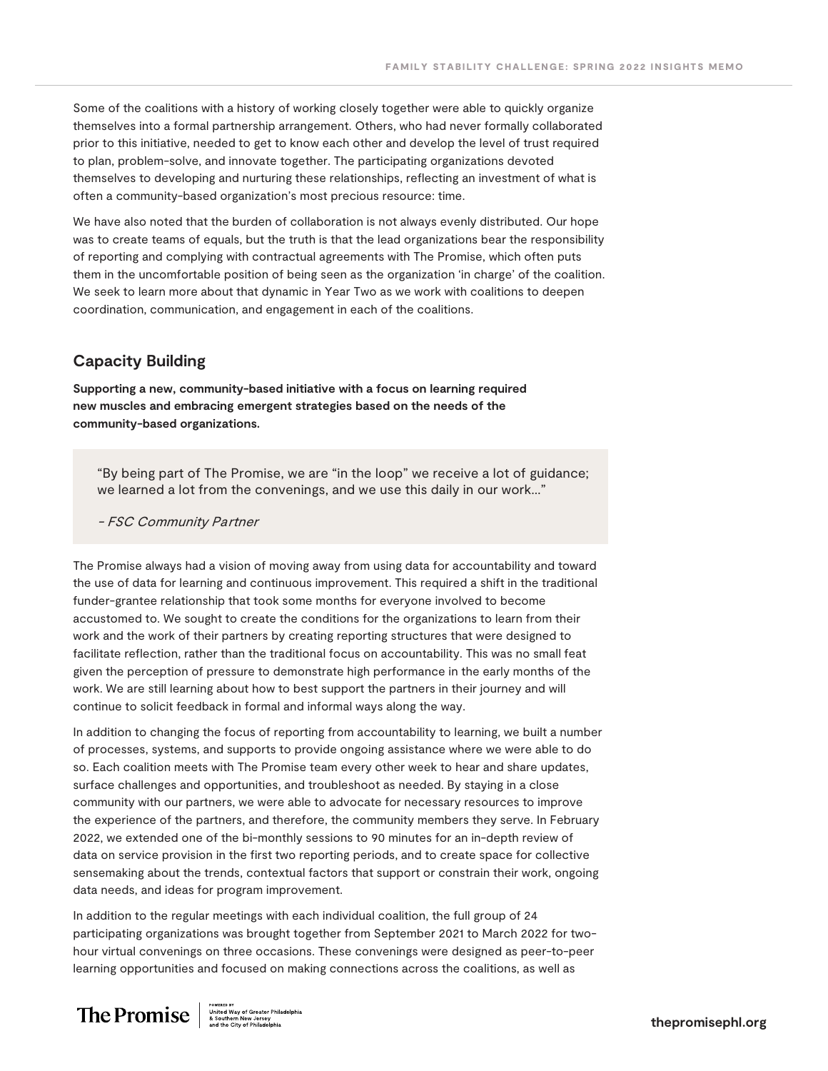Some of the coalitions with a history of working closely together were able to quickly organize themselves into a formal partnership arrangement. Others, who had never formally collaborated prior to this initiative, needed to get to know each other and develop the level of trust required to plan, problem-solve, and innovate together. The participating organizations devoted themselves to developing and nurturing these relationships, reflecting an investment of what is often a community-based organization's most precious resource: time.

We have also noted that the burden of collaboration is not always evenly distributed. Our hope was to create teams of equals, but the truth is that the lead organizations bear the responsibility of reporting and complying with contractual agreements with The Promise, which often puts them in the uncomfortable position of being seen as the organization 'in charge' of the coalition. We seek to learn more about that dynamic in Year Two as we work with coalitions to deepen coordination, communication, and engagement in each of the coalitions.

## Capacity Building

**Supporting a new, community-based initiative with a focus on learning required new muscles and embracing emergent strategies based on the needs of the community-based organizations.**

> "By being part of The Promise, we are "in the loop" we receive a lot of guidance; we learned a lot from the convenings, and we use this daily in our work..."
>
> *- FSC Community Partner*

The Promise always had a vision of moving away from using data for accountability and toward the use of data for learning and continuous improvement. This required a shift in the traditional funder-grantee relationship that took some months for everyone involved to become accustomed to. We sought to create the conditions for the organizations to learn from their work and the work of their partners by creating reporting structures that were designed to facilitate reflection, rather than the traditional focus on accountability. This was no small feat given the perception of pressure to demonstrate high performance in the early months of the work. We are still learning about how to best support the partners in their journey and will continue to solicit feedback in formal and informal ways along the way.

In addition to changing the focus of reporting from accountability to learning, we built a number of processes, systems, and supports to provide ongoing assistance where we were able to do so. Each coalition meets with The Promise team every other week to hear and share updates, surface challenges and opportunities, and troubleshoot as needed. By staying in a close community with our partners, we were able to advocate for necessary resources to improve the experience of the partners, and therefore, the community members they serve. In February 2022, we extended one of the bi-monthly sessions to 90 minutes for an in-depth review of data on service provision in the first two reporting periods, and to create space for collective sensemaking about the trends, contextual factors that support or constrain their work, ongoing data needs, and ideas for program improvement.

In addition to the regular meetings with each individual coalition, the full group of 24 participating organizations was brought together from September 2021 to March 2022 for two-hour virtual convenings on three occasions. These convenings were designed as peer-to-peer learning opportunities and focused on making connections across the coalitions, as well as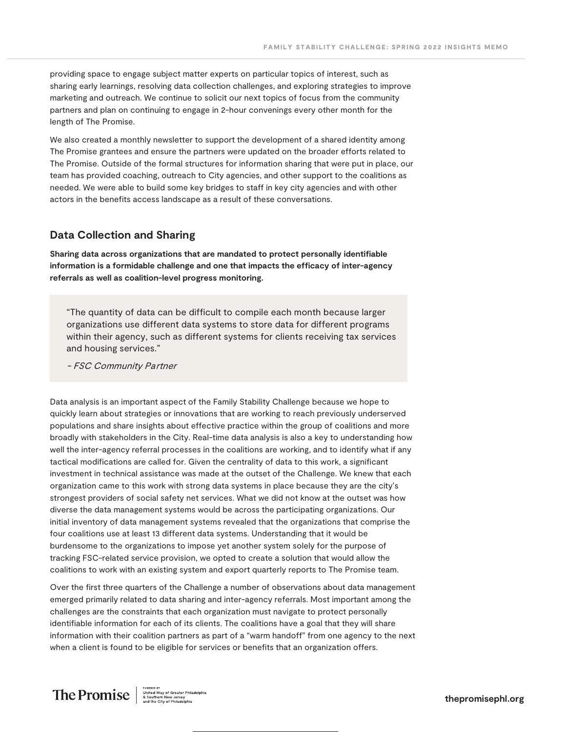providing space to engage subject matter experts on particular topics of interest, such as sharing early learnings, resolving data collection challenges, and exploring strategies to improve marketing and outreach. We continue to solicit our next topics of focus from the community partners and plan on continuing to engage in 2-hour convenings every other month for the length of The Promise.

We also created a monthly newsletter to support the development of a shared identity among The Promise grantees and ensure the partners were updated on the broader efforts related to The Promise. Outside of the formal structures for information sharing that were put in place, our team has provided coaching, outreach to City agencies, and other support to the coalitions as needed. We were able to build some key bridges to staff in key city agencies and with other actors in the benefits access landscape as a result of these conversations.

## Data Collection and Sharing

**Sharing data across organizations that are mandated to protect personally identifiable information is a formidable challenge and one that impacts the efficacy of inter-agency referrals as well as coalition-level progress monitoring.**

> "The quantity of data can be difficult to compile each month because larger organizations use different data systems to store data for different programs within their agency, such as different systems for clients receiving tax services and housing services."
>
> *- FSC Community Partner*

Data analysis is an important aspect of the Family Stability Challenge because we hope to quickly learn about strategies or innovations that are working to reach previously underserved populations and share insights about effective practice within the group of coalitions and more broadly with stakeholders in the City. Real-time data analysis is also a key to understanding how well the inter-agency referral processes in the coalitions are working, and to identify what if any tactical modifications are called for. Given the centrality of data to this work, a significant investment in technical assistance was made at the outset of the Challenge. We knew that each organization came to this work with strong data systems in place because they are the city's strongest providers of social safety net services. What we did not know at the outset was how diverse the data management systems would be across the participating organizations. Our initial inventory of data management systems revealed that the organizations that comprise the four coalitions use at least 13 different data systems. Understanding that it would be burdensome to the organizations to impose yet another system solely for the purpose of tracking FSC-related service provision, we opted to create a solution that would allow the coalitions to work with an existing system and export quarterly reports to The Promise team.

Over the first three quarters of the Challenge a number of observations about data management emerged primarily related to data sharing and inter-agency referrals. Most important among the challenges are the constraints that each organization must navigate to protect personally identifiable information for each of its clients. The coalitions have a goal that they will share information with their coalition partners as part of a "warm handoff" from one agency to the next when a client is found to be eligible for services or benefits that an organization offers.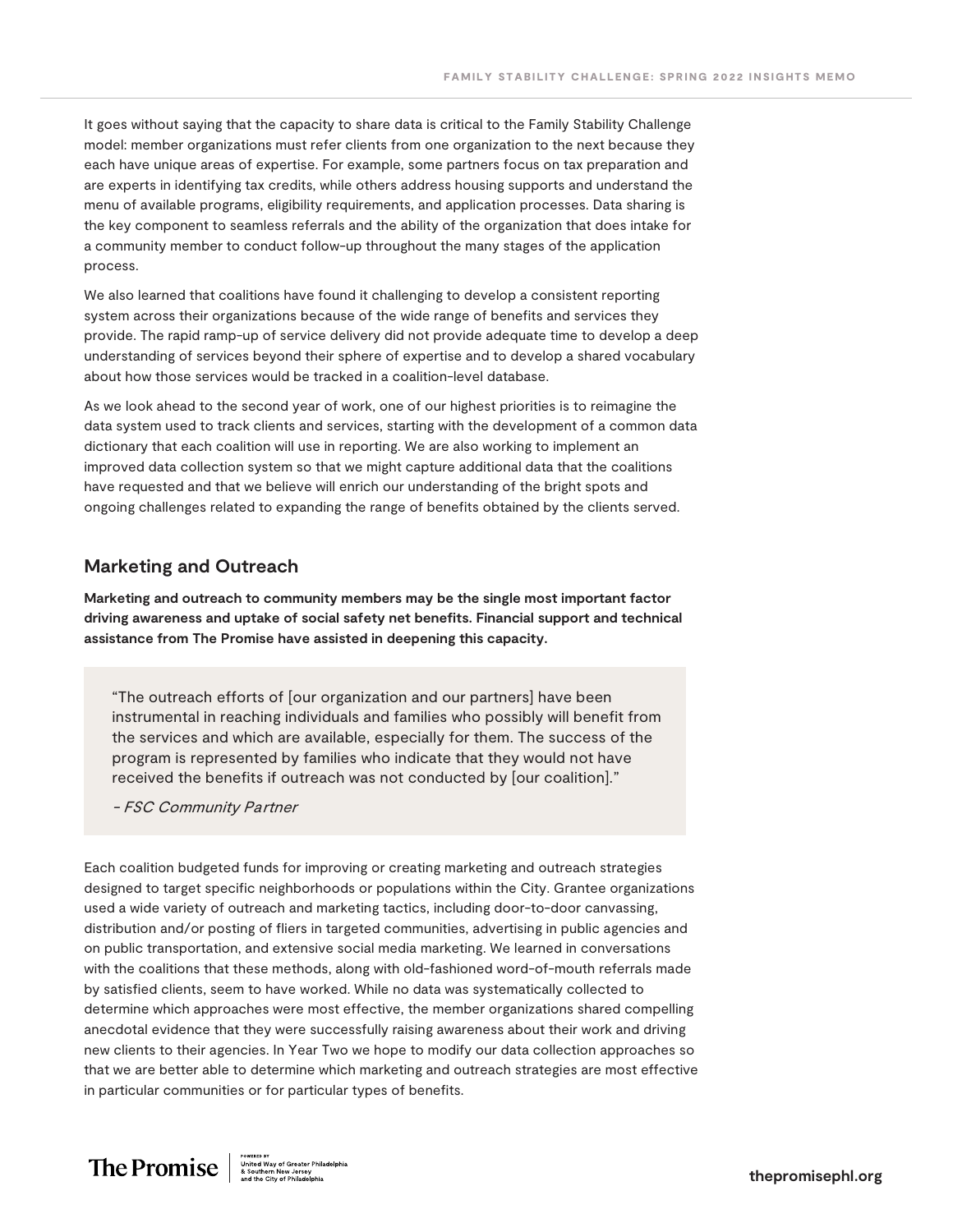It goes without saying that the capacity to share data is critical to the Family Stability Challenge model: member organizations must refer clients from one organization to the next because they each have unique areas of expertise. For example, some partners focus on tax preparation and are experts in identifying tax credits, while others address housing supports and understand the menu of available programs, eligibility requirements, and application processes. Data sharing is the key component to seamless referrals and the ability of the organization that does intake for a community member to conduct follow-up throughout the many stages of the application process.

We also learned that coalitions have found it challenging to develop a consistent reporting system across their organizations because of the wide range of benefits and services they provide. The rapid ramp-up of service delivery did not provide adequate time to develop a deep understanding of services beyond their sphere of expertise and to develop a shared vocabulary about how those services would be tracked in a coalition-level database.

As we look ahead to the second year of work, one of our highest priorities is to reimagine the data system used to track clients and services, starting with the development of a common data dictionary that each coalition will use in reporting. We are also working to implement an improved data collection system so that we might capture additional data that the coalitions have requested and that we believe will enrich our understanding of the bright spots and ongoing challenges related to expanding the range of benefits obtained by the clients served.

## Marketing and Outreach

**Marketing and outreach to community members may be the single most important factor driving awareness and uptake of social safety net benefits. Financial support and technical assistance from The Promise have assisted in deepening this capacity.**

> "The outreach efforts of [our organization and our partners] have been instrumental in reaching individuals and families who possibly will benefit from the services and which are available, especially for them. The success of the program is represented by families who indicate that they would not have received the benefits if outreach was not conducted by [our coalition]."
>
> *- FSC Community Partner*

Each coalition budgeted funds for improving or creating marketing and outreach strategies designed to target specific neighborhoods or populations within the City. Grantee organizations used a wide variety of outreach and marketing tactics, including door-to-door canvassing, distribution and/or posting of fliers in targeted communities, advertising in public agencies and on public transportation, and extensive social media marketing. We learned in conversations with the coalitions that these methods, along with old-fashioned word-of-mouth referrals made by satisfied clients, seem to have worked. While no data was systematically collected to determine which approaches were most effective, the member organizations shared compelling anecdotal evidence that they were successfully raising awareness about their work and driving new clients to their agencies. In Year Two we hope to modify our data collection approaches so that we are better able to determine which marketing and outreach strategies are most effective in particular communities or for particular types of benefits.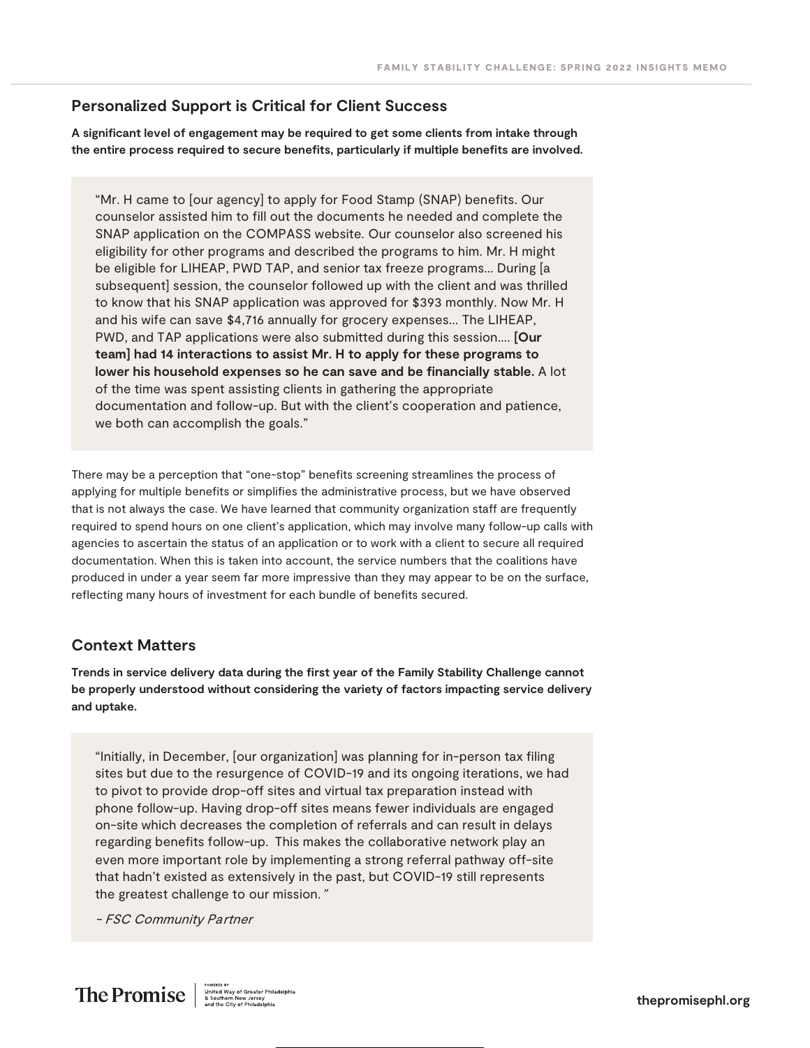## Personalized Support is Critical for Client Success

**A significant level of engagement may be required to get some clients from intake through the entire process required to secure benefits, particularly if multiple benefits are involved.**

> "Mr. H came to [our agency] to apply for Food Stamp (SNAP) benefits. Our counselor assisted him to fill out the documents he needed and complete the SNAP application on the COMPASS website. Our counselor also screened his eligibility for other programs and described the programs to him. Mr. H might be eligible for LIHEAP, PWD TAP, and senior tax freeze programs... During [a subsequent] session, the counselor followed up with the client and was thrilled to know that his SNAP application was approved for $393 monthly. Now Mr. H and his wife can save $4,716 annually for grocery expenses... The LIHEAP, PWD, and TAP applications were also submitted during this session.... **[Our team] had 14 interactions to assist Mr. H to apply for these programs to lower his household expenses so he can save and be financially stable.** A lot of the time was spent assisting clients in gathering the appropriate documentation and follow-up. But with the client's cooperation and patience, we both can accomplish the goals."

There may be a perception that "one-stop" benefits screening streamlines the process of applying for multiple benefits or simplifies the administrative process, but we have observed that is not always the case. We have learned that community organization staff are frequently required to spend hours on one client's application, which may involve many follow-up calls with agencies to ascertain the status of an application or to work with a client to secure all required documentation. When this is taken into account, the service numbers that the coalitions have produced in under a year seem far more impressive than they may appear to be on the surface, reflecting many hours of investment for each bundle of benefits secured.

## Context Matters

**Trends in service delivery data during the first year of the Family Stability Challenge cannot be properly understood without considering the variety of factors impacting service delivery and uptake.**

> "Initially, in December, [our organization] was planning for in-person tax filing sites but due to the resurgence of COVID-19 and its ongoing iterations, we had to pivot to provide drop-off sites and virtual tax preparation instead with phone follow-up. Having drop-off sites means fewer individuals are engaged on-site which decreases the completion of referrals and can result in delays regarding benefits follow-up. This makes the collaborative network play an even more important role by implementing a strong referral pathway off-site that hadn't existed as extensively in the past, but COVID-19 still represents the greatest challenge to our mission."
>
> *- FSC Community Partner*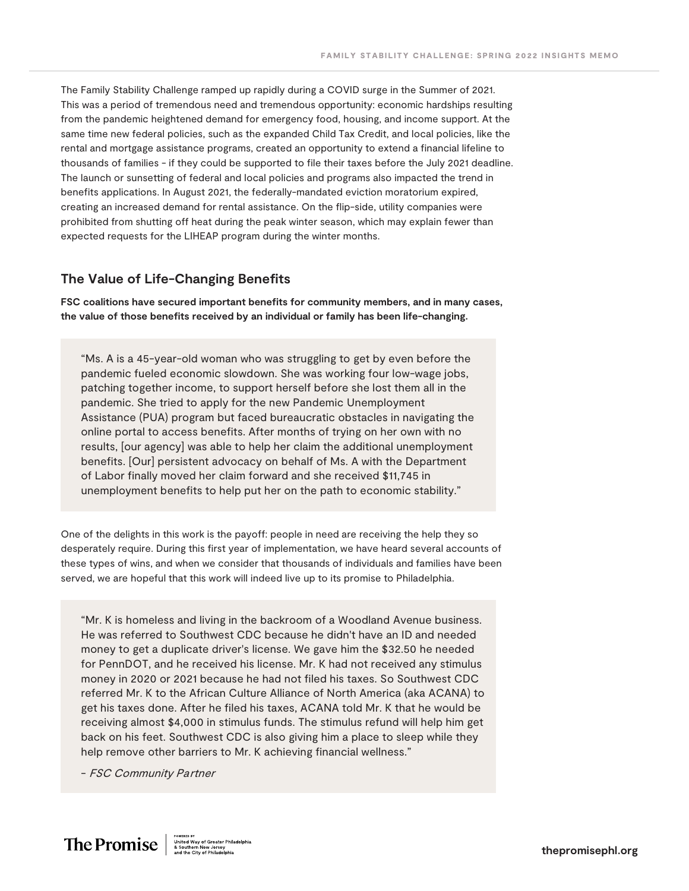The Family Stability Challenge ramped up rapidly during a COVID surge in the Summer of 2021. This was a period of tremendous need and tremendous opportunity: economic hardships resulting from the pandemic heightened demand for emergency food, housing, and income support. At the same time new federal policies, such as the expanded Child Tax Credit, and local policies, like the rental and mortgage assistance programs, created an opportunity to extend a financial lifeline to thousands of families - if they could be supported to file their taxes before the July 2021 deadline. The launch or sunsetting of federal and local policies and programs also impacted the trend in benefits applications. In August 2021, the federally-mandated eviction moratorium expired, creating an increased demand for rental assistance. On the flip-side, utility companies were prohibited from shutting off heat during the peak winter season, which may explain fewer than expected requests for the LIHEAP program during the winter months.

## The Value of Life-Changing Benefits

**FSC coalitions have secured important benefits for community members, and in many cases, the value of those benefits received by an individual or family has been life-changing.**

> "Ms. A is a 45-year-old woman who was struggling to get by even before the pandemic fueled economic slowdown. She was working four low-wage jobs, patching together income, to support herself before she lost them all in the pandemic. She tried to apply for the new Pandemic Unemployment Assistance (PUA) program but faced bureaucratic obstacles in navigating the online portal to access benefits. After months of trying on her own with no results, [our agency] was able to help her claim the additional unemployment benefits. [Our] persistent advocacy on behalf of Ms. A with the Department of Labor finally moved her claim forward and she received $11,745 in unemployment benefits to help put her on the path to economic stability."

One of the delights in this work is the payoff: people in need are receiving the help they so desperately require. During this first year of implementation, we have heard several accounts of these types of wins, and when we consider that thousands of individuals and families have been served, we are hopeful that this work will indeed live up to its promise to Philadelphia.

> "Mr. K is homeless and living in the backroom of a Woodland Avenue business. He was referred to Southwest CDC because he didn't have an ID and needed money to get a duplicate driver's license. We gave him the $32.50 he needed for PennDOT, and he received his license. Mr. K had not received any stimulus money in 2020 or 2021 because he had not filed his taxes. So Southwest CDC referred Mr. K to the African Culture Alliance of North America (aka ACANA) to get his taxes done. After he filed his taxes, ACANA told Mr. K that he would be receiving almost $4,000 in stimulus funds. The stimulus refund will help him get back on his feet. Southwest CDC is also giving him a place to sleep while they help remove other barriers to Mr. K achieving financial wellness."
>
> *- FSC Community Partner*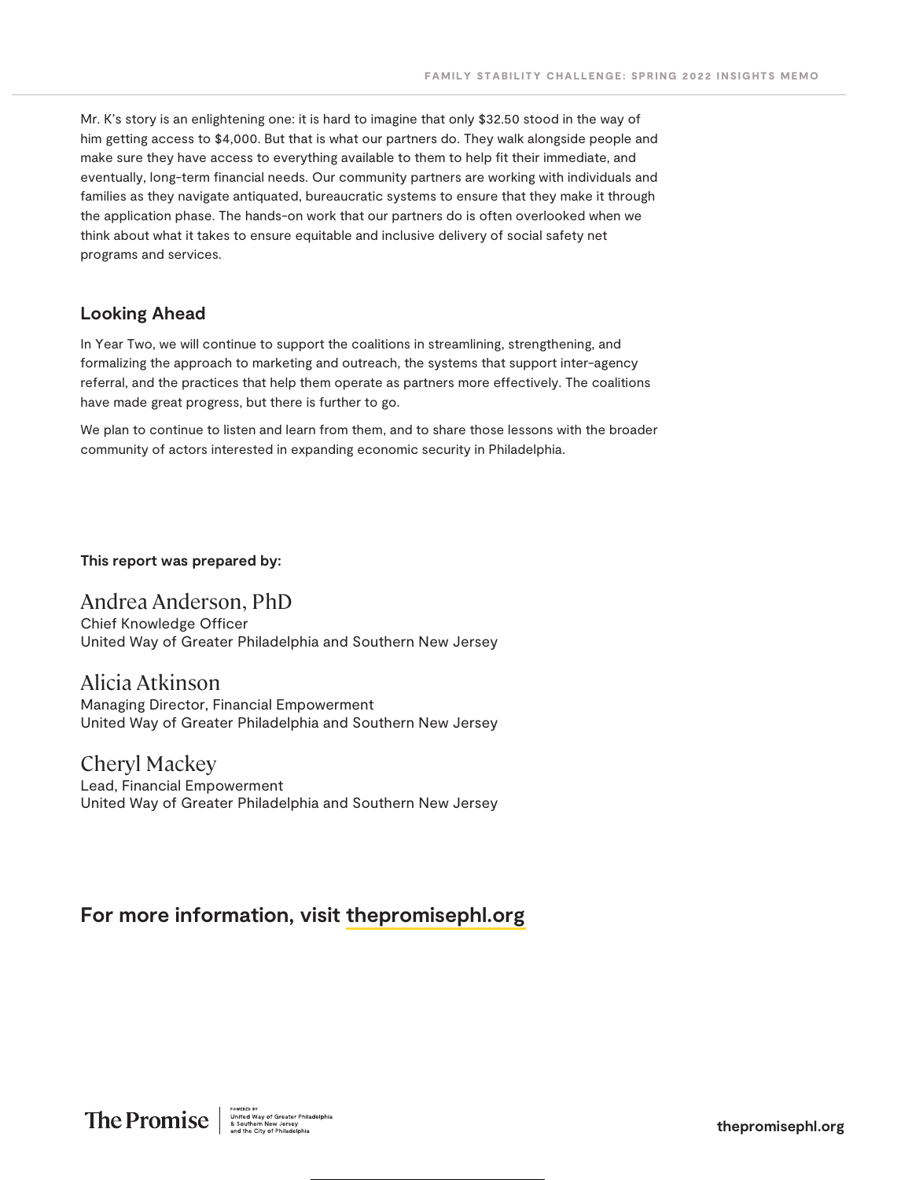Mr. K's story is an enlightening one: it is hard to imagine that only $32.50 stood in the way of him getting access to $4,000. But that is what our partners do. They walk alongside people and make sure they have access to everything available to them to help fit their immediate, and eventually, long-term financial needs. Our community partners are working with individuals and families as they navigate antiquated, bureaucratic systems to ensure that they make it through the application phase. The hands-on work that our partners do is often overlooked when we think about what it takes to ensure equitable and inclusive delivery of social safety net programs and services.

## Looking Ahead

In Year Two, we will continue to support the coalitions in streamlining, strengthening, and formalizing the approach to marketing and outreach, the systems that support inter-agency referral, and the practices that help them operate as partners more effectively. The coalitions have made great progress, but there is further to go.

We plan to continue to listen and learn from them, and to share those lessons with the broader community of actors interested in expanding economic security in Philadelphia.

**This report was prepared by:**

Andrea Anderson, PhD
Chief Knowledge Officer
United Way of Greater Philadelphia and Southern New Jersey

Alicia Atkinson
Managing Director, Financial Empowerment
United Way of Greater Philadelphia and Southern New Jersey

Cheryl Mackey
Lead, Financial Empowerment
United Way of Greater Philadelphia and Southern New Jersey

## For more information, visit thepromisephl.org